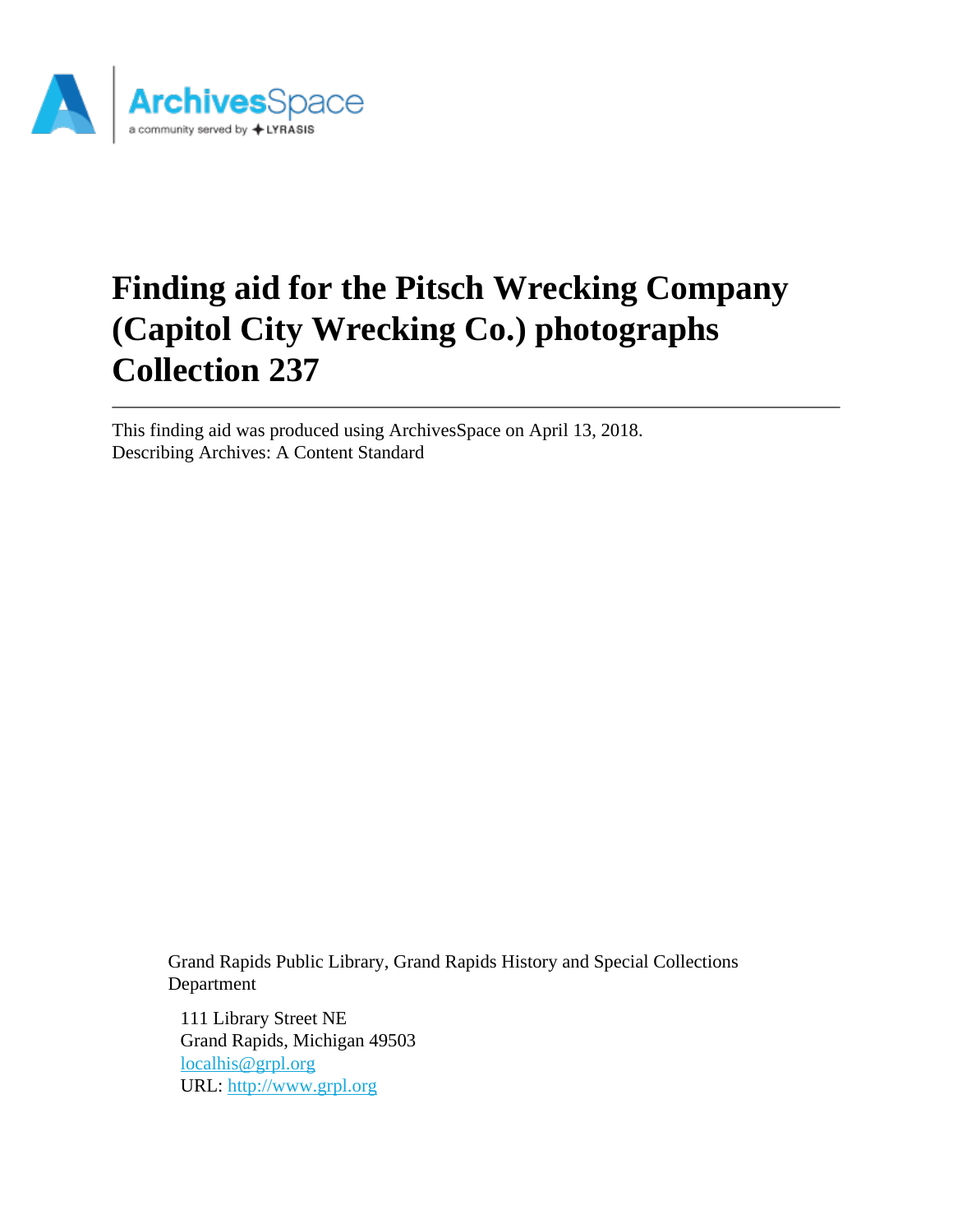# Finding aid for the Pitsch Wrecking Company (Capitol City Wrecking Co.) photographs Collection 237

This finding aid was produced using ArchivesSpace on April 13, 2018.
Describing Archives: A Content Standard

Grand Rapids Public Library, Grand Rapids History and Special Collections Department

111 Library Street NE
Grand Rapids, Michigan 49503
localhis@grpl.org
URL: http://www.grpl.org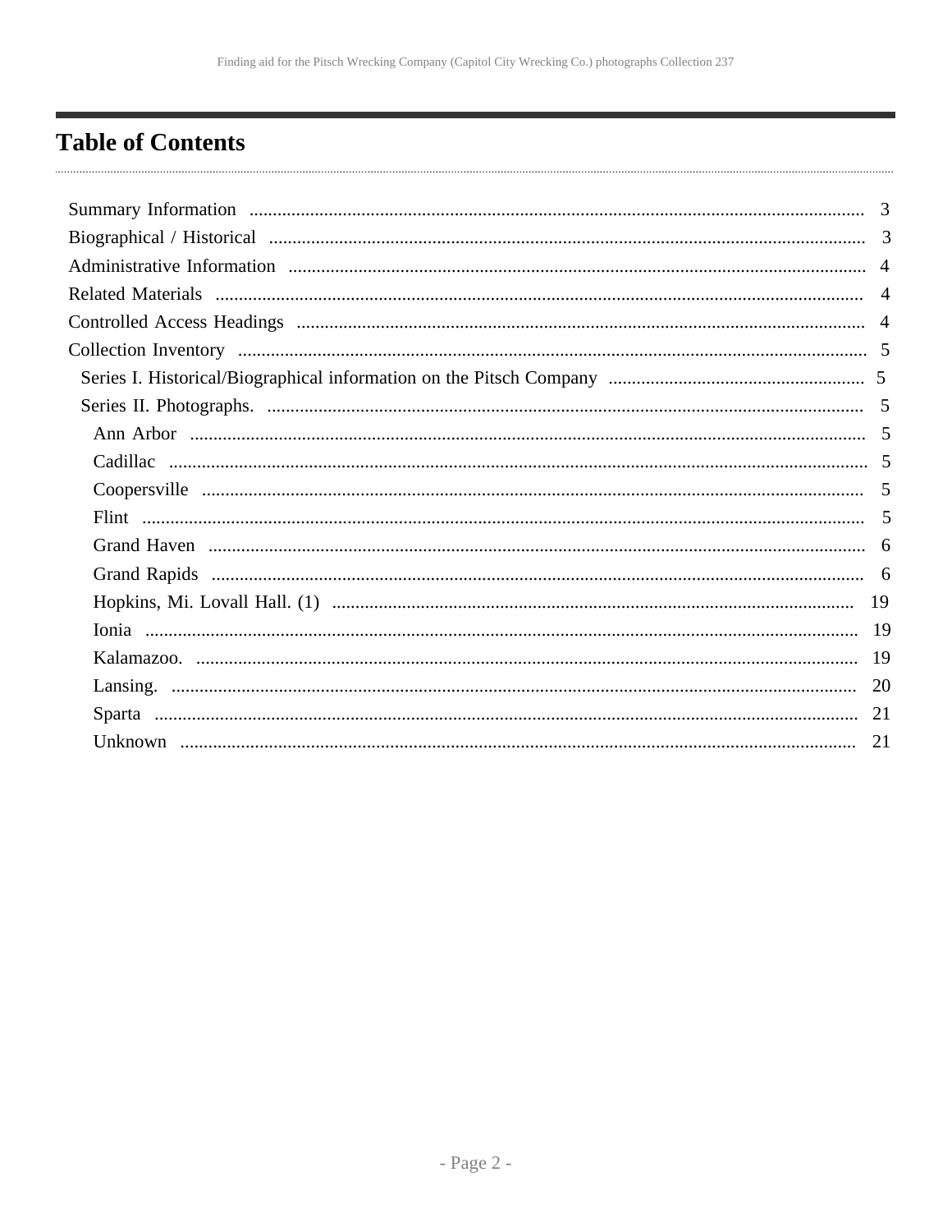# Table of Contents

- Summary Information ..... 3
- Biographical / Historical ..... 3
- Administrative Information ..... 4
- Related Materials ..... 4
- Controlled Access Headings ..... 4
- Collection Inventory ..... 5
  - Series I. Historical/Biographical information on the Pitsch Company ..... 5
  - Series II. Photographs. ..... 5
    - Ann Arbor ..... 5
    - Cadillac ..... 5
    - Coopersville ..... 5
    - Flint ..... 5
    - Grand Haven ..... 6
    - Grand Rapids ..... 6
    - Hopkins, Mi. Lovall Hall. (1) ..... 19
    - Ionia ..... 19
    - Kalamazoo. ..... 19
    - Lansing. ..... 20
    - Sparta ..... 21
    - Unknown ..... 21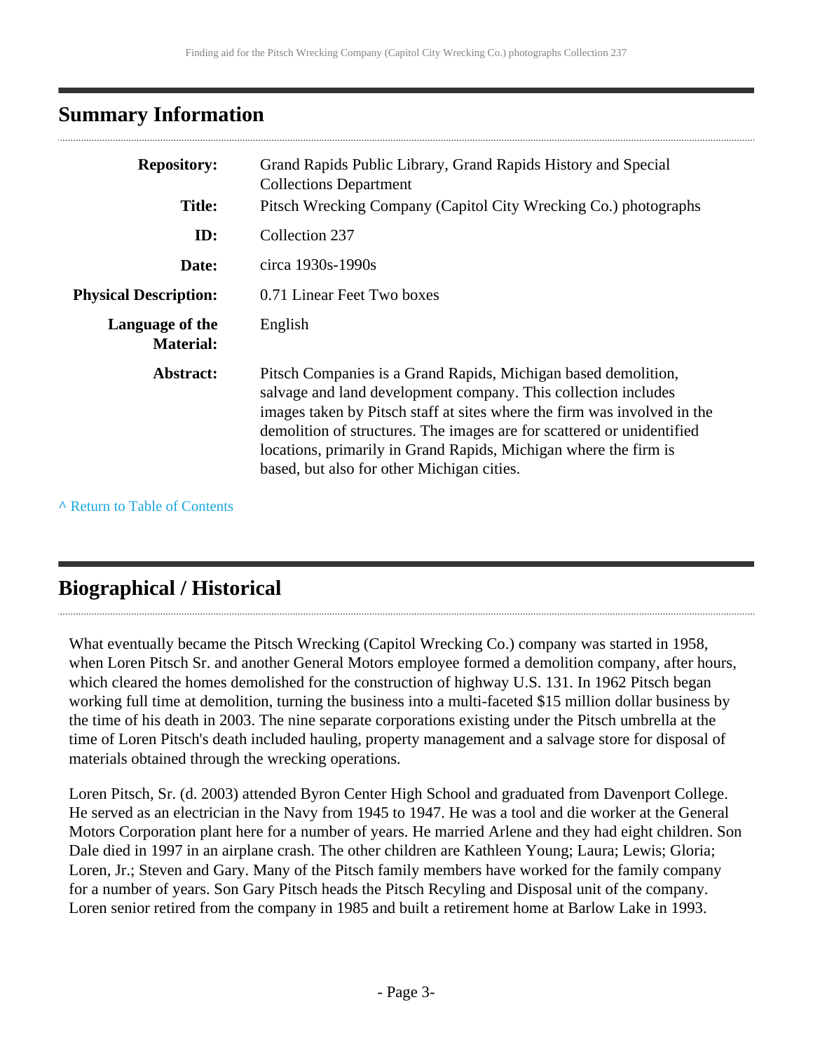## Summary Information

| | |
|---|---|
| **Repository:** | Grand Rapids Public Library, Grand Rapids History and Special Collections Department |
| **Title:** | Pitsch Wrecking Company (Capitol City Wrecking Co.) photographs |
| **ID:** | Collection 237 |
| **Date:** | circa 1930s-1990s |
| **Physical Description:** | 0.71 Linear Feet Two boxes |
| **Language of the Material:** | English |
| **Abstract:** | Pitsch Companies is a Grand Rapids, Michigan based demolition, salvage and land development company. This collection includes images taken by Pitsch staff at sites where the firm was involved in the demolition of structures. The images are for scattered or unidentified locations, primarily in Grand Rapids, Michigan where the firm is based, but also for other Michigan cities. |

^ Return to Table of Contents

## Biographical / Historical

What eventually became the Pitsch Wrecking (Capitol Wrecking Co.) company was started in 1958, when Loren Pitsch Sr. and another General Motors employee formed a demolition company, after hours, which cleared the homes demolished for the construction of highway U.S. 131. In 1962 Pitsch began working full time at demolition, turning the business into a multi-faceted $15 million dollar business by the time of his death in 2003. The nine separate corporations existing under the Pitsch umbrella at the time of Loren Pitsch's death included hauling, property management and a salvage store for disposal of materials obtained through the wrecking operations.

Loren Pitsch, Sr. (d. 2003) attended Byron Center High School and graduated from Davenport College. He served as an electrician in the Navy from 1945 to 1947. He was a tool and die worker at the General Motors Corporation plant here for a number of years. He married Arlene and they had eight children. Son Dale died in 1997 in an airplane crash. The other children are Kathleen Young; Laura; Lewis; Gloria; Loren, Jr.; Steven and Gary. Many of the Pitsch family members have worked for the family company for a number of years. Son Gary Pitsch heads the Pitsch Recyling and Disposal unit of the company. Loren senior retired from the company in 1985 and built a retirement home at Barlow Lake in 1993.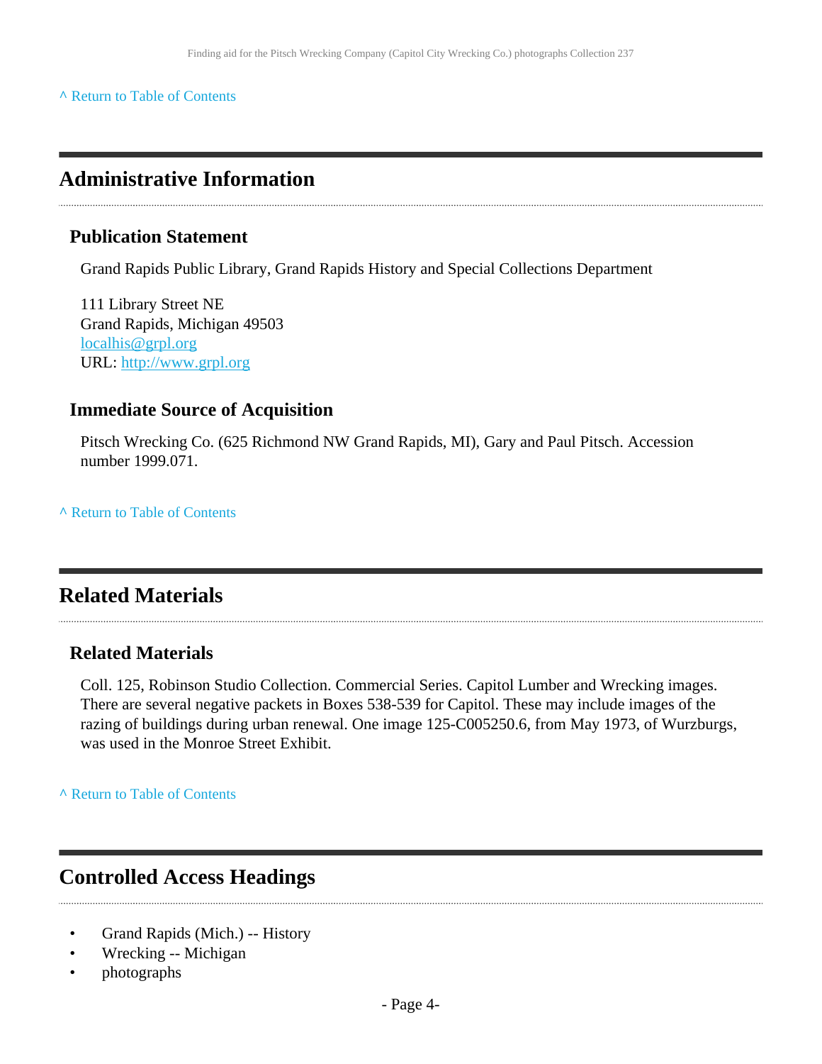^ Return to Table of Contents

## Administrative Information

### Publication Statement

Grand Rapids Public Library, Grand Rapids History and Special Collections Department

111 Library Street NE
Grand Rapids, Michigan 49503
localhis@grpl.org
URL: http://www.grpl.org

### Immediate Source of Acquisition

Pitsch Wrecking Co. (625 Richmond NW Grand Rapids, MI), Gary and Paul Pitsch. Accession number 1999.071.

^ Return to Table of Contents

## Related Materials

### Related Materials

Coll. 125, Robinson Studio Collection. Commercial Series. Capitol Lumber and Wrecking images. There are several negative packets in Boxes 538-539 for Capitol. These may include images of the razing of buildings during urban renewal. One image 125-C005250.6, from May 1973, of Wurzburgs, was used in the Monroe Street Exhibit.

^ Return to Table of Contents

## Controlled Access Headings

- Grand Rapids (Mich.) -- History
- Wrecking -- Michigan
- photographs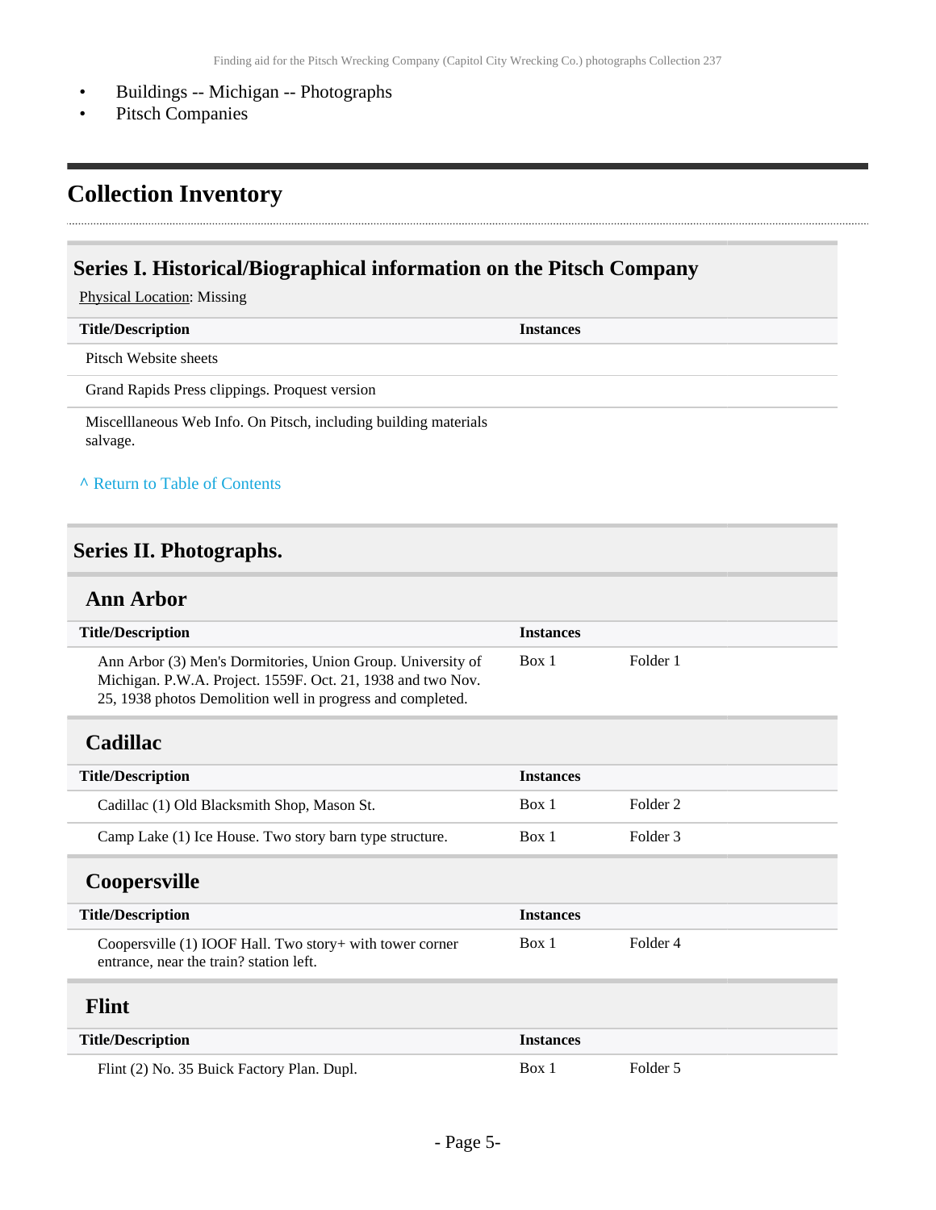- Buildings -- Michigan -- Photographs
- Pitsch Companies

## Collection Inventory

### Series I. Historical/Biographical information on the Pitsch Company

Physical Location: Missing

| Title/Description | Instances |
| --- | --- |
| Pitsch Website sheets | |
| Grand Rapids Press clippings. Proquest version | |
| Miscelllaneous Web Info. On Pitsch, including building materials salvage. | |

^ Return to Table of Contents

### Series II. Photographs.

#### Ann Arbor

| Title/Description | Instances | |
| --- | --- | --- |
| Ann Arbor (3) Men's Dormitories, Union Group. University of Michigan. P.W.A. Project. 1559F. Oct. 21, 1938 and two Nov. 25, 1938 photos Demolition well in progress and completed. | Box 1 | Folder 1 |

#### Cadillac

| Title/Description | Instances | |
| --- | --- | --- |
| Cadillac (1) Old Blacksmith Shop, Mason St. | Box 1 | Folder 2 |
| Camp Lake (1) Ice House. Two story barn type structure. | Box 1 | Folder 3 |

#### Coopersville

| Title/Description | Instances | |
| --- | --- | --- |
| Coopersville (1) IOOF Hall. Two story+ with tower corner entrance, near the train? station left. | Box 1 | Folder 4 |

#### Flint

| Title/Description | Instances | |
| --- | --- | --- |
| Flint (2) No. 35 Buick Factory Plan. Dupl. | Box 1 | Folder 5 |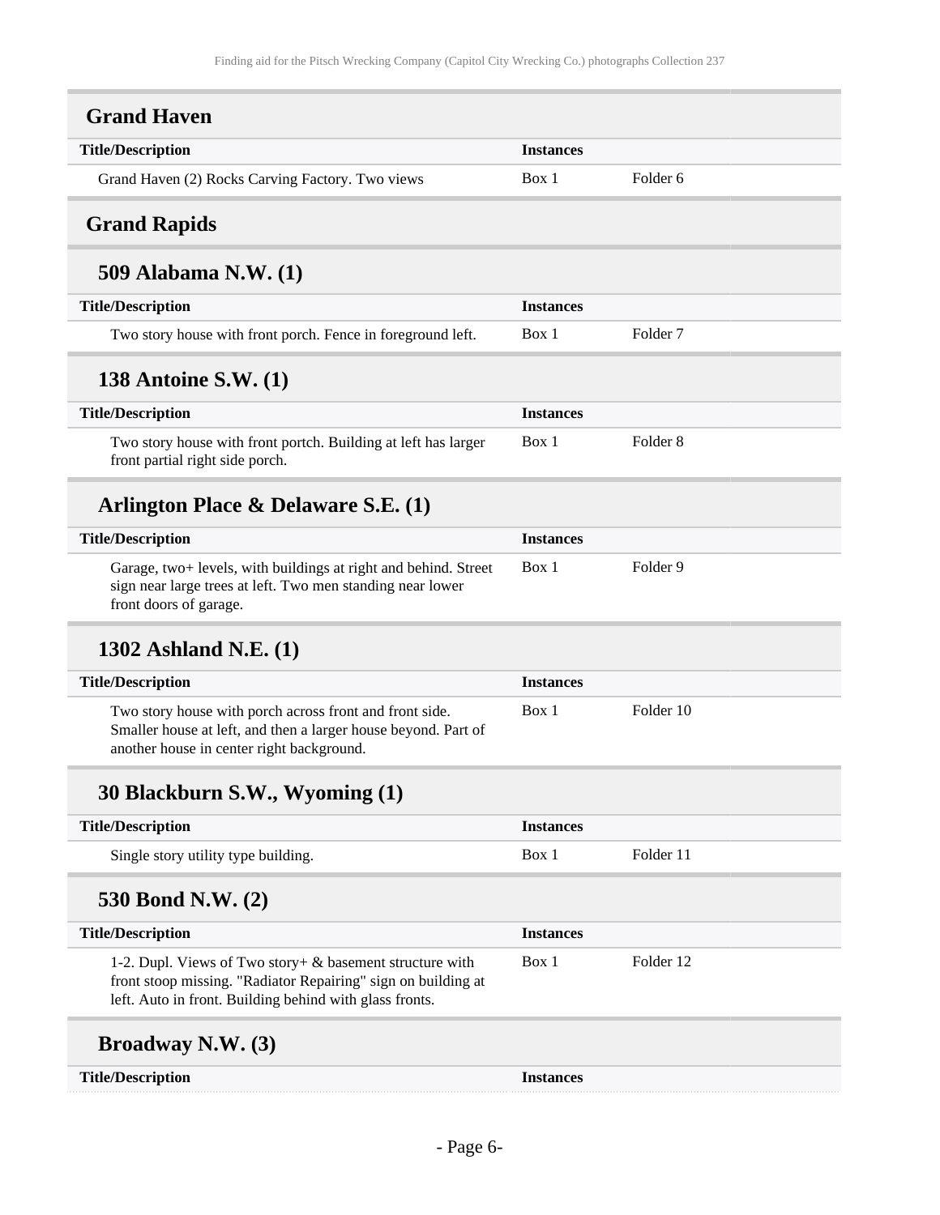## Grand Haven

| Title/Description | Instances | |
|---|---|---|
| Grand Haven (2) Rocks Carving Factory. Two views | Box 1 | Folder 6 |

## Grand Rapids

### 509 Alabama N.W. (1)

| Title/Description | Instances | |
|---|---|---|
| Two story house with front porch. Fence in foreground left. | Box 1 | Folder 7 |

### 138 Antoine S.W. (1)

| Title/Description | Instances | |
|---|---|---|
| Two story house with front portch. Building at left has larger front partial right side porch. | Box 1 | Folder 8 |

### Arlington Place & Delaware S.E. (1)

| Title/Description | Instances | |
|---|---|---|
| Garage, two+ levels, with buildings at right and behind. Street sign near large trees at left. Two men standing near lower front doors of garage. | Box 1 | Folder 9 |

### 1302 Ashland N.E. (1)

| Title/Description | Instances | |
|---|---|---|
| Two story house with porch across front and front side. Smaller house at left, and then a larger house beyond. Part of another house in center right background. | Box 1 | Folder 10 |

### 30 Blackburn S.W., Wyoming (1)

| Title/Description | Instances | |
|---|---|---|
| Single story utility type building. | Box 1 | Folder 11 |

### 530 Bond N.W. (2)

| Title/Description | Instances | |
|---|---|---|
| 1-2. Dupl. Views of Two story+ & basement structure with front stoop missing. "Radiator Repairing" sign on building at left. Auto in front. Building behind with glass fronts. | Box 1 | Folder 12 |

### Broadway N.W. (3)

| Title/Description | Instances |
|---|---|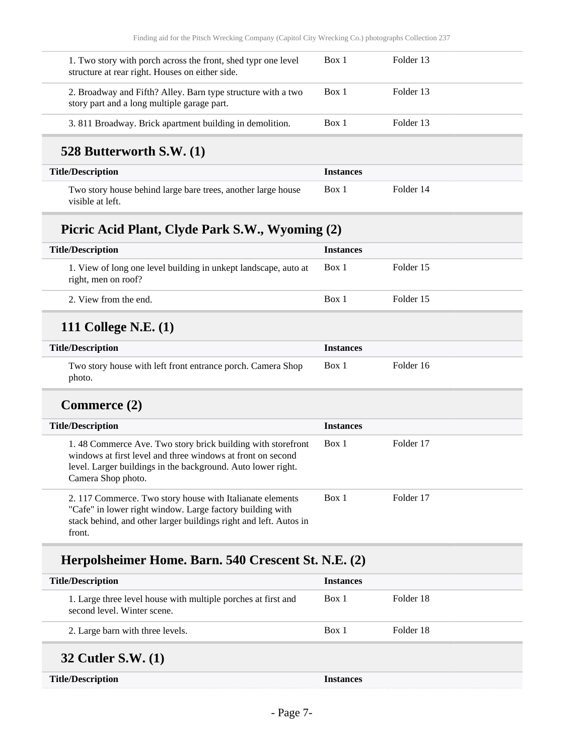| Title/Description | Instances | |
|---|---|---|
| 1. Two story with porch across the front, shed typr one level structure at rear right. Houses on either side. | Box 1 | Folder 13 |
| 2. Broadway and Fifth? Alley. Barn type structure with a two story part and a long multiple garage part. | Box 1 | Folder 13 |
| 3. 811 Broadway. Brick apartment building in demolition. | Box 1 | Folder 13 |

## 528 Butterworth S.W. (1)

| Title/Description | Instances | |
|---|---|---|
| Two story house behind large bare trees, another large house visible at left. | Box 1 | Folder 14 |

## Picric Acid Plant, Clyde Park S.W., Wyoming (2)

| Title/Description | Instances | |
|---|---|---|
| 1. View of long one level building in unkept landscape, auto at right, men on roof? | Box 1 | Folder 15 |
| 2. View from the end. | Box 1 | Folder 15 |

## 111 College N.E. (1)

| Title/Description | Instances | |
|---|---|---|
| Two story house with left front entrance porch. Camera Shop photo. | Box 1 | Folder 16 |

## Commerce (2)

| Title/Description | Instances | |
|---|---|---|
| 1. 48 Commerce Ave. Two story brick building with storefront windows at first level and three windows at front on second level. Larger buildings in the background. Auto lower right. Camera Shop photo. | Box 1 | Folder 17 |
| 2. 117 Commerce. Two story house with Italianate elements "Cafe" in lower right window. Large factory building with stack behind, and other larger buildings right and left. Autos in front. | Box 1 | Folder 17 |

## Herpolsheimer Home. Barn. 540 Crescent St. N.E. (2)

| Title/Description | Instances | |
|---|---|---|
| 1. Large three level house with multiple porches at first and second level. Winter scene. | Box 1 | Folder 18 |
| 2. Large barn with three levels. | Box 1 | Folder 18 |

## 32 Cutler S.W. (1)

| Title/Description | Instances |
|---|---|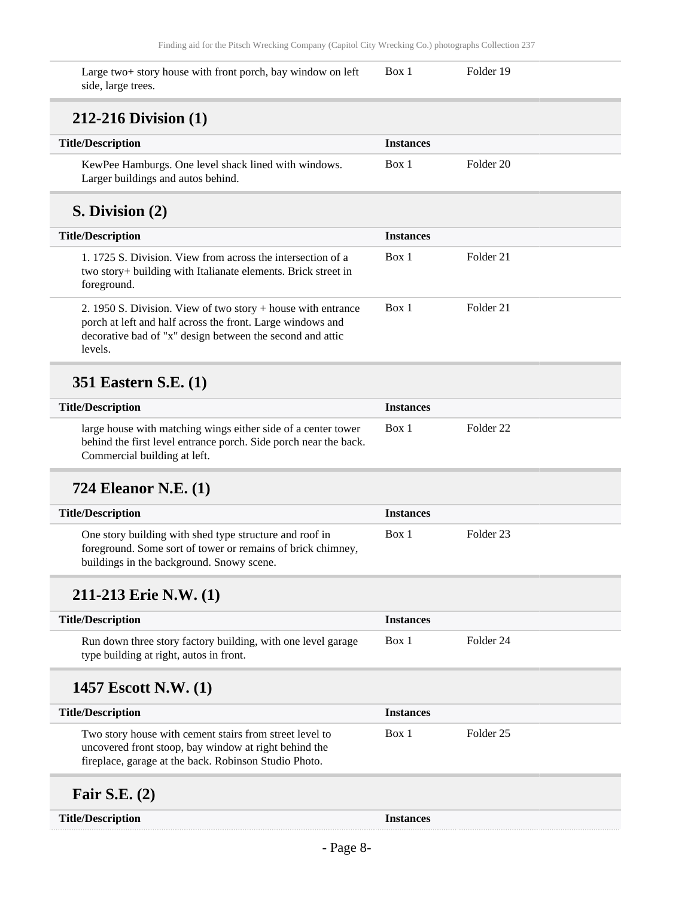| Title/Description | Instances | |
| --- | --- | --- |
| Large two+ story house with front porch, bay window on left side, large trees. | Box 1 | Folder 19 |

## 212-216 Division (1)

| Title/Description | Instances | |
| --- | --- | --- |
| KewPee Hamburgs. One level shack lined with windows. Larger buildings and autos behind. | Box 1 | Folder 20 |

## S. Division (2)

| Title/Description | Instances | |
| --- | --- | --- |
| 1. 1725 S. Division. View from across the intersection of a two story+ building with Italianate elements. Brick street in foreground. | Box 1 | Folder 21 |
| 2. 1950 S. Division. View of two story + house with entrance porch at left and half across the front. Large windows and decorative bad of "x" design between the second and attic levels. | Box 1 | Folder 21 |

## 351 Eastern S.E. (1)

| Title/Description | Instances | |
| --- | --- | --- |
| large house with matching wings either side of a center tower behind the first level entrance porch. Side porch near the back. Commercial building at left. | Box 1 | Folder 22 |

## 724 Eleanor N.E. (1)

| Title/Description | Instances | |
| --- | --- | --- |
| One story building with shed type structure and roof in foreground. Some sort of tower or remains of brick chimney, buildings in the background. Snowy scene. | Box 1 | Folder 23 |

## 211-213 Erie N.W. (1)

| Title/Description | Instances | |
| --- | --- | --- |
| Run down three story factory building, with one level garage type building at right, autos in front. | Box 1 | Folder 24 |

## 1457 Escott N.W. (1)

| Title/Description | Instances | |
| --- | --- | --- |
| Two story house with cement stairs from street level to uncovered front stoop, bay window at right behind the fireplace, garage at the back. Robinson Studio Photo. | Box 1 | Folder 25 |

## Fair S.E. (2)

| Title/Description | Instances |
| --- | --- |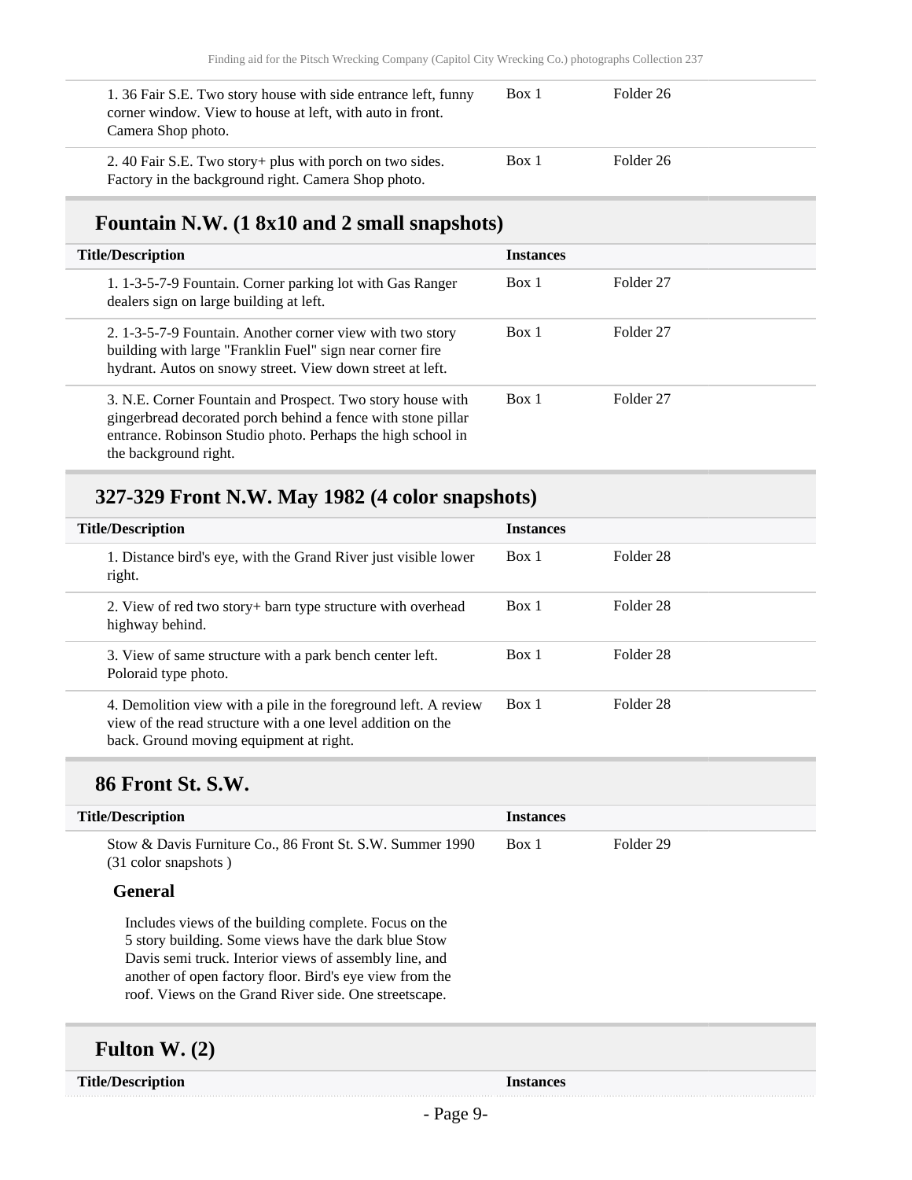| Title/Description | Instances | |
|---|---|---|
| 1. 36 Fair S.E. Two story house with side entrance left, funny corner window. View to house at left, with auto in front. Camera Shop photo. | Box 1 | Folder 26 |
| 2. 40 Fair S.E. Two story+ plus with porch on two sides. Factory in the background right. Camera Shop photo. | Box 1 | Folder 26 |

## Fountain N.W. (1 8x10 and 2 small snapshots)

| Title/Description | Instances | |
|---|---|---|
| 1. 1-3-5-7-9 Fountain. Corner parking lot with Gas Ranger dealers sign on large building at left. | Box 1 | Folder 27 |
| 2. 1-3-5-7-9 Fountain. Another corner view with two story building with large "Franklin Fuel" sign near corner fire hydrant. Autos on snowy street. View down street at left. | Box 1 | Folder 27 |
| 3. N.E. Corner Fountain and Prospect. Two story house with gingerbread decorated porch behind a fence with stone pillar entrance. Robinson Studio photo. Perhaps the high school in the background right. | Box 1 | Folder 27 |

## 327-329 Front N.W. May 1982 (4 color snapshots)

| Title/Description | Instances | |
|---|---|---|
| 1. Distance bird's eye, with the Grand River just visible lower right. | Box 1 | Folder 28 |
| 2. View of red two story+ barn type structure with overhead highway behind. | Box 1 | Folder 28 |
| 3. View of same structure with a park bench center left. Poloraid type photo. | Box 1 | Folder 28 |
| 4. Demolition view with a pile in the foreground left. A review view of the read structure with a one level addition on the back. Ground moving equipment at right. | Box 1 | Folder 28 |

## 86 Front St. S.W.

| Title/Description | Instances | |
|---|---|---|
| Stow & Davis Furniture Co., 86 Front St. S.W. Summer 1990 (31 color snapshots ) | Box 1 | Folder 29 |

**General**

Includes views of the building complete. Focus on the 5 story building. Some views have the dark blue Stow Davis semi truck. Interior views of assembly line, and another of open factory floor. Bird's eye view from the roof. Views on the Grand River side. One streetscape.

## Fulton W. (2)

| Title/Description | Instances |
|---|---|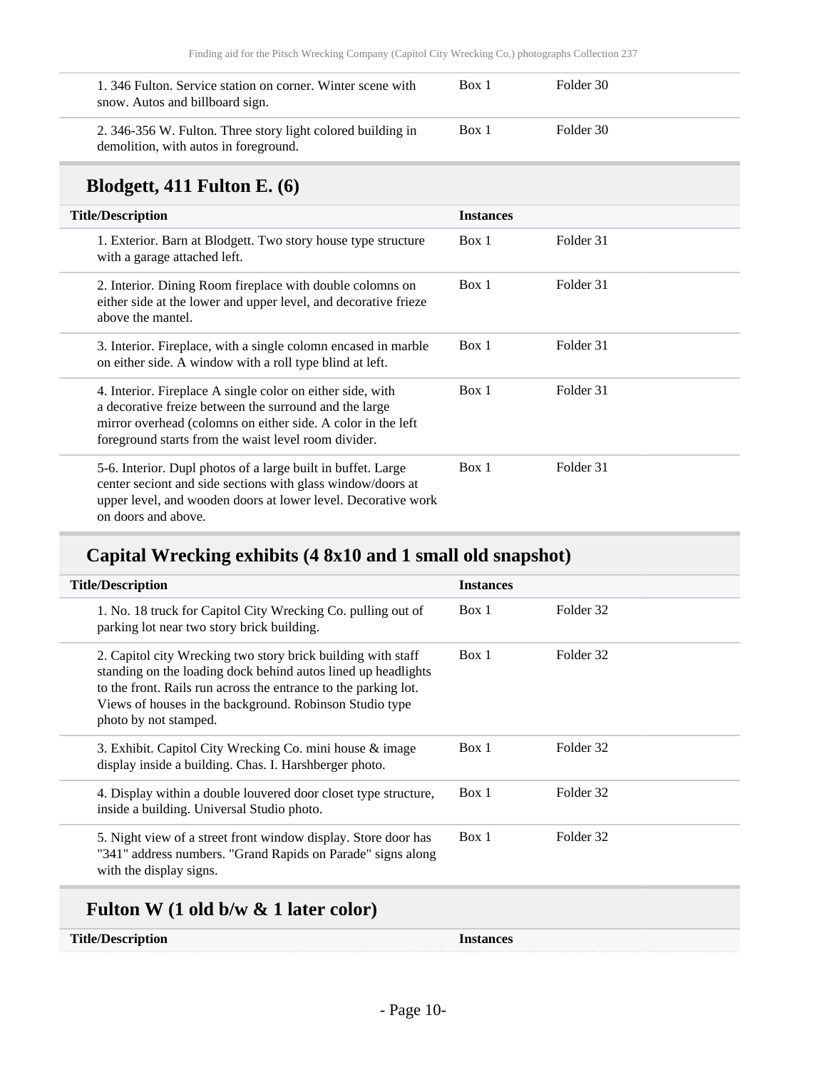| | | |
|---|---|---|
| 1. 346 Fulton. Service station on corner. Winter scene with snow. Autos and billboard sign. | Box 1 | Folder 30 |
| 2. 346-356 W. Fulton. Three story light colored building in demolition, with autos in foreground. | Box 1 | Folder 30 |

## Blodgett, 411 Fulton E. (6)

| Title/Description | Instances | |
|---|---|---|
| 1. Exterior. Barn at Blodgett. Two story house type structure with a garage attached left. | Box 1 | Folder 31 |
| 2. Interior. Dining Room fireplace with double colomns on either side at the lower and upper level, and decorative frieze above the mantel. | Box 1 | Folder 31 |
| 3. Interior. Fireplace, with a single colomn encased in marble on either side. A window with a roll type blind at left. | Box 1 | Folder 31 |
| 4. Interior. Fireplace A single color on either side, with a decorative frieze between the surround and the large mirror overhead (colomns on either side. A color in the left foreground starts from the waist level room divider. | Box 1 | Folder 31 |
| 5-6. Interior. Dupl photos of a large built in buffet. Large center seciont and side sections with glass window/doors at upper level, and wooden doors at lower level. Decorative work on doors and above. | Box 1 | Folder 31 |

## Capital Wrecking exhibits (4 8x10 and 1 small old snapshot)

| Title/Description | Instances | |
|---|---|---|
| 1. No. 18 truck for Capitol City Wrecking Co. pulling out of parking lot near two story brick building. | Box 1 | Folder 32 |
| 2. Capitol city Wrecking two story brick building with staff standing on the loading dock behind autos lined up headlights to the front. Rails run across the entrance to the parking lot. Views of houses in the background. Robinson Studio type photo by not stamped. | Box 1 | Folder 32 |
| 3. Exhibit. Capitol City Wrecking Co. mini house & image display inside a building. Chas. I. Harshberger photo. | Box 1 | Folder 32 |
| 4. Display within a double louvered door closet type structure, inside a building. Universal Studio photo. | Box 1 | Folder 32 |
| 5. Night view of a street front window display. Store door has "341" address numbers. "Grand Rapids on Parade" signs along with the display signs. | Box 1 | Folder 32 |

## Fulton W (1 old b/w & 1 later color)

| Title/Description | Instances |
|---|---|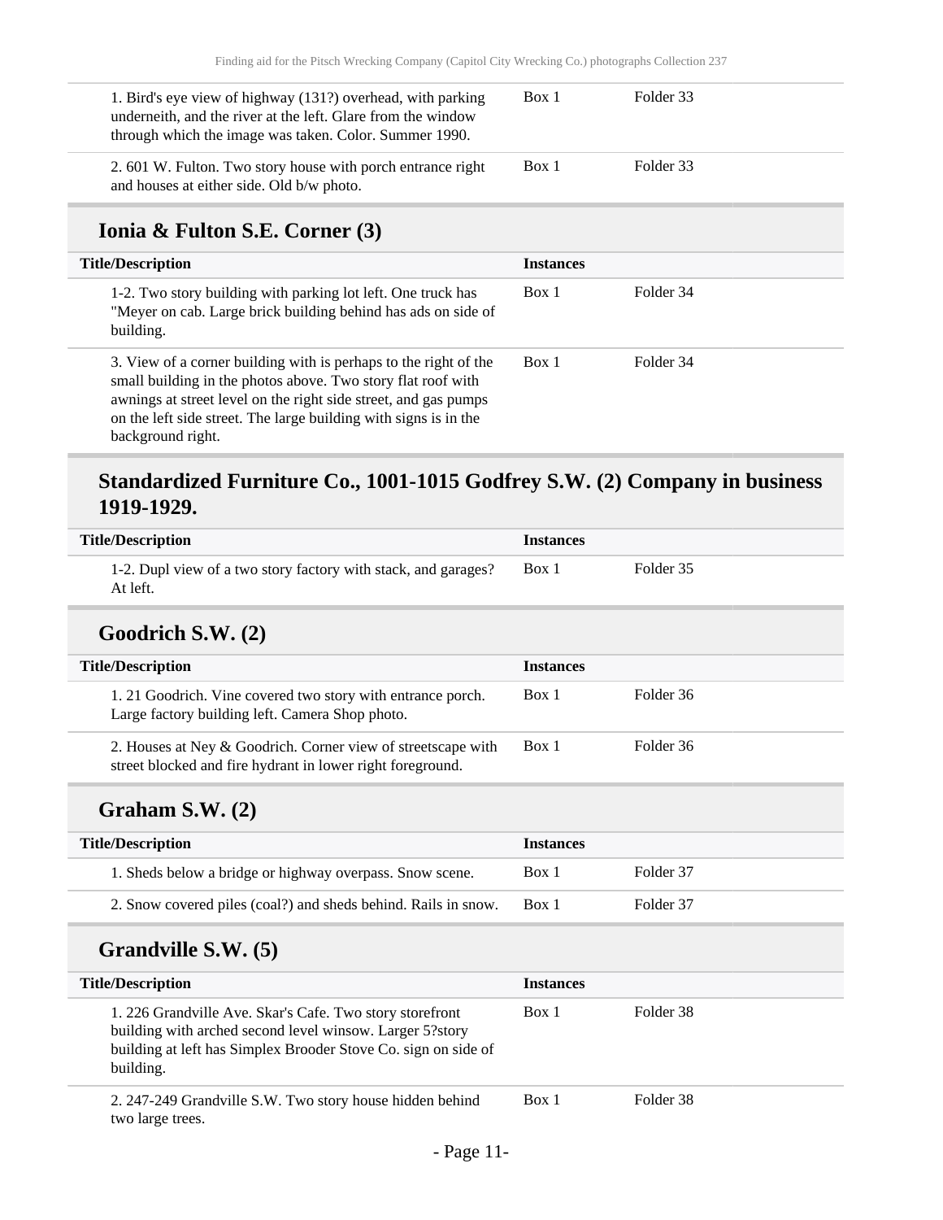| | | |
|---|---|---|
| 1. Bird's eye view of highway (131?) overhead, with parking underneith, and the river at the left. Glare from the window through which the image was taken. Color. Summer 1990. | Box 1 | Folder 33 |
| 2. 601 W. Fulton. Two story house with porch entrance right and houses at either side. Old b/w photo. | Box 1 | Folder 33 |

## Ionia & Fulton S.E. Corner (3)

| Title/Description | Instances | |
|---|---|---|
| 1-2. Two story building with parking lot left. One truck has "Meyer on cab. Large brick building behind has ads on side of building. | Box 1 | Folder 34 |
| 3. View of a corner building with is perhaps to the right of the small building in the photos above. Two story flat roof with awnings at street level on the right side street, and gas pumps on the left side street. The large building with signs is in the background right. | Box 1 | Folder 34 |

## Standardized Furniture Co., 1001-1015 Godfrey S.W. (2) Company in business 1919-1929.

| Title/Description | Instances | |
|---|---|---|
| 1-2. Dupl view of a two story factory with stack, and garages? At left. | Box 1 | Folder 35 |

## Goodrich S.W. (2)

| Title/Description | Instances | |
|---|---|---|
| 1. 21 Goodrich. Vine covered two story with entrance porch. Large factory building left. Camera Shop photo. | Box 1 | Folder 36 |
| 2. Houses at Ney & Goodrich. Corner view of streetscape with street blocked and fire hydrant in lower right foreground. | Box 1 | Folder 36 |

## Graham S.W. (2)

| Title/Description | Instances | |
|---|---|---|
| 1. Sheds below a bridge or highway overpass. Snow scene. | Box 1 | Folder 37 |
| 2. Snow covered piles (coal?) and sheds behind. Rails in snow. | Box 1 | Folder 37 |

## Grandville S.W. (5)

| Title/Description | Instances | |
|---|---|---|
| 1. 226 Grandville Ave. Skar's Cafe. Two story storefront building with arched second level winsow. Larger 5?story building at left has Simplex Brooder Stove Co. sign on side of building. | Box 1 | Folder 38 |
| 2. 247-249 Grandville S.W. Two story house hidden behind two large trees. | Box 1 | Folder 38 |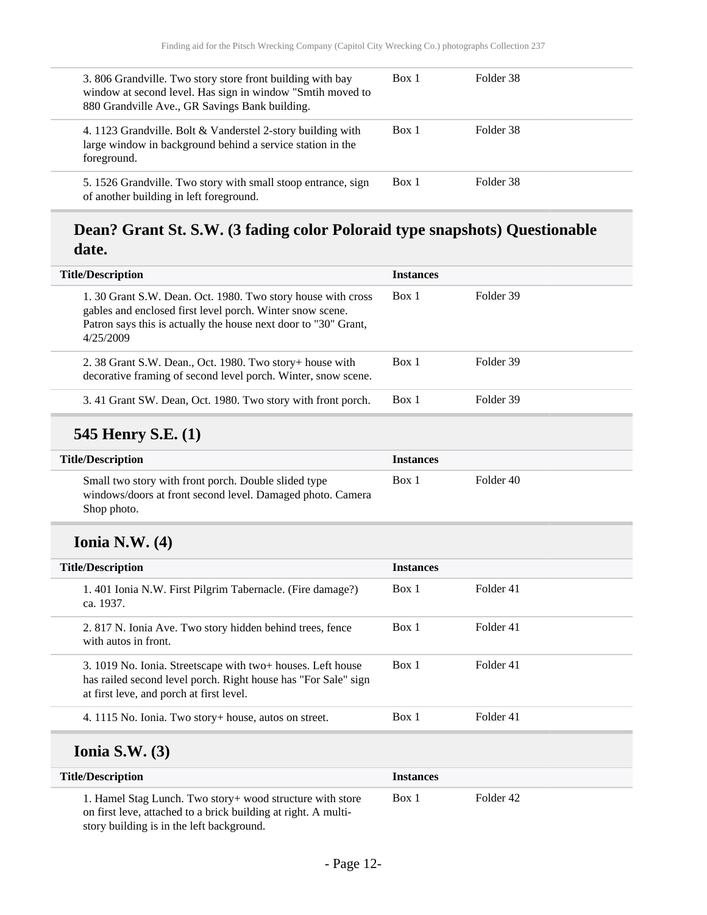| Title/Description | Instances | |
|---|---|---|
| 3. 806 Grandville. Two story store front building with bay window at second level. Has sign in window "Smtih moved to 880 Grandville Ave., GR Savings Bank building. | Box 1 | Folder 38 |
| 4. 1123 Grandville. Bolt & Vanderstel 2-story building with large window in background behind a service station in the foreground. | Box 1 | Folder 38 |
| 5. 1526 Grandville. Two story with small stoop entrance, sign of another building in left foreground. | Box 1 | Folder 38 |

## Dean? Grant St. S.W. (3 fading color Poloraid type snapshots) Questionable date.

| Title/Description | Instances | |
|---|---|---|
| 1. 30 Grant S.W. Dean. Oct. 1980. Two story house with cross gables and enclosed first level porch. Winter snow scene. Patron says this is actually the house next door to "30" Grant, 4/25/2009 | Box 1 | Folder 39 |
| 2. 38 Grant S.W. Dean., Oct. 1980. Two story+ house with decorative framing of second level porch. Winter, snow scene. | Box 1 | Folder 39 |
| 3. 41 Grant SW. Dean, Oct. 1980. Two story with front porch. | Box 1 | Folder 39 |

## 545 Henry S.E. (1)

| Title/Description | Instances | |
|---|---|---|
| Small two story with front porch. Double slided type windows/doors at front second level. Damaged photo. Camera Shop photo. | Box 1 | Folder 40 |

## Ionia N.W. (4)

| Title/Description | Instances | |
|---|---|---|
| 1. 401 Ionia N.W. First Pilgrim Tabernacle. (Fire damage?) ca. 1937. | Box 1 | Folder 41 |
| 2. 817 N. Ionia Ave. Two story hidden behind trees, fence with autos in front. | Box 1 | Folder 41 |
| 3. 1019 No. Ionia. Streetscape with two+ houses. Left house has railed second level porch. Right house has "For Sale" sign at first leve, and porch at first level. | Box 1 | Folder 41 |
| 4. 1115 No. Ionia. Two story+ house, autos on street. | Box 1 | Folder 41 |

## Ionia S.W. (3)

| Title/Description | Instances | |
|---|---|---|
| 1. Hamel Stag Lunch. Two story+ wood structure with store on first leve, attached to a brick building at right. A multi-story building is in the left background. | Box 1 | Folder 42 |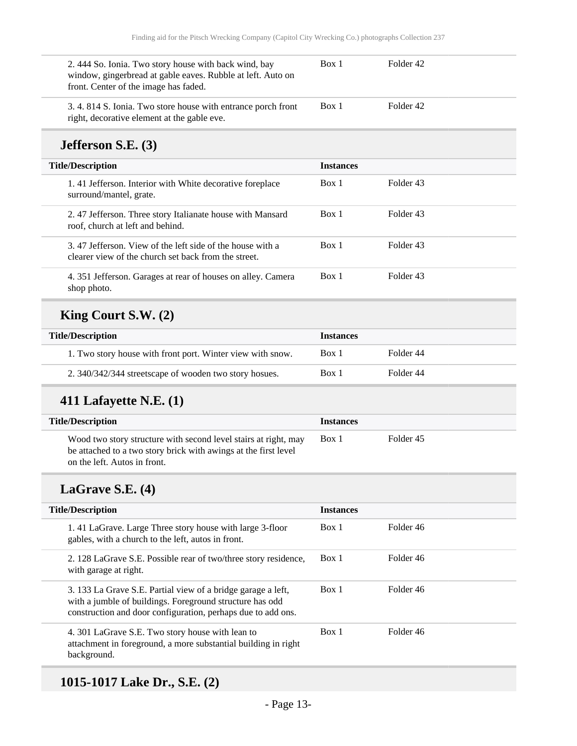| Title/Description | Instances | |
|---|---|---|
| 2. 444 So. Ionia. Two story house with back wind, bay window, gingerbread at gable eaves. Rubble at left. Auto on front. Center of the image has faded. | Box 1 | Folder 42 |
| 3. 4. 814 S. Ionia. Two store house with entrance porch front right, decorative element at the gable eve. | Box 1 | Folder 42 |

## Jefferson S.E. (3)

| Title/Description | Instances | |
|---|---|---|
| 1. 41 Jefferson. Interior with White decorative foreplace surround/mantel, grate. | Box 1 | Folder 43 |
| 2. 47 Jefferson. Three story Italianate house with Mansard roof, church at left and behind. | Box 1 | Folder 43 |
| 3. 47 Jefferson. View of the left side of the house with a clearer view of the church set back from the street. | Box 1 | Folder 43 |
| 4. 351 Jefferson. Garages at rear of houses on alley. Camera shop photo. | Box 1 | Folder 43 |

## King Court S.W. (2)

| Title/Description | Instances | |
|---|---|---|
| 1. Two story house with front port. Winter view with snow. | Box 1 | Folder 44 |
| 2. 340/342/344 streetscape of wooden two story hosues. | Box 1 | Folder 44 |

## 411 Lafayette N.E. (1)

| Title/Description | Instances | |
|---|---|---|
| Wood two story structure with second level stairs at right, may be attached to a two story brick with awings at the first level on the left. Autos in front. | Box 1 | Folder 45 |

## LaGrave S.E. (4)

| Title/Description | Instances | |
|---|---|---|
| 1. 41 LaGrave. Large Three story house with large 3-floor gables, with a church to the left, autos in front. | Box 1 | Folder 46 |
| 2. 128 LaGrave S.E. Possible rear of two/three story residence, with garage at right. | Box 1 | Folder 46 |
| 3. 133 La Grave S.E. Partial view of a bridge garage a left, with a jumble of buildings. Foreground structure has odd construction and door configuration, perhaps due to add ons. | Box 1 | Folder 46 |
| 4. 301 LaGrave S.E. Two story house with lean to attachment in foreground, a more substantial building in right background. | Box 1 | Folder 46 |

## 1015-1017 Lake Dr., S.E. (2)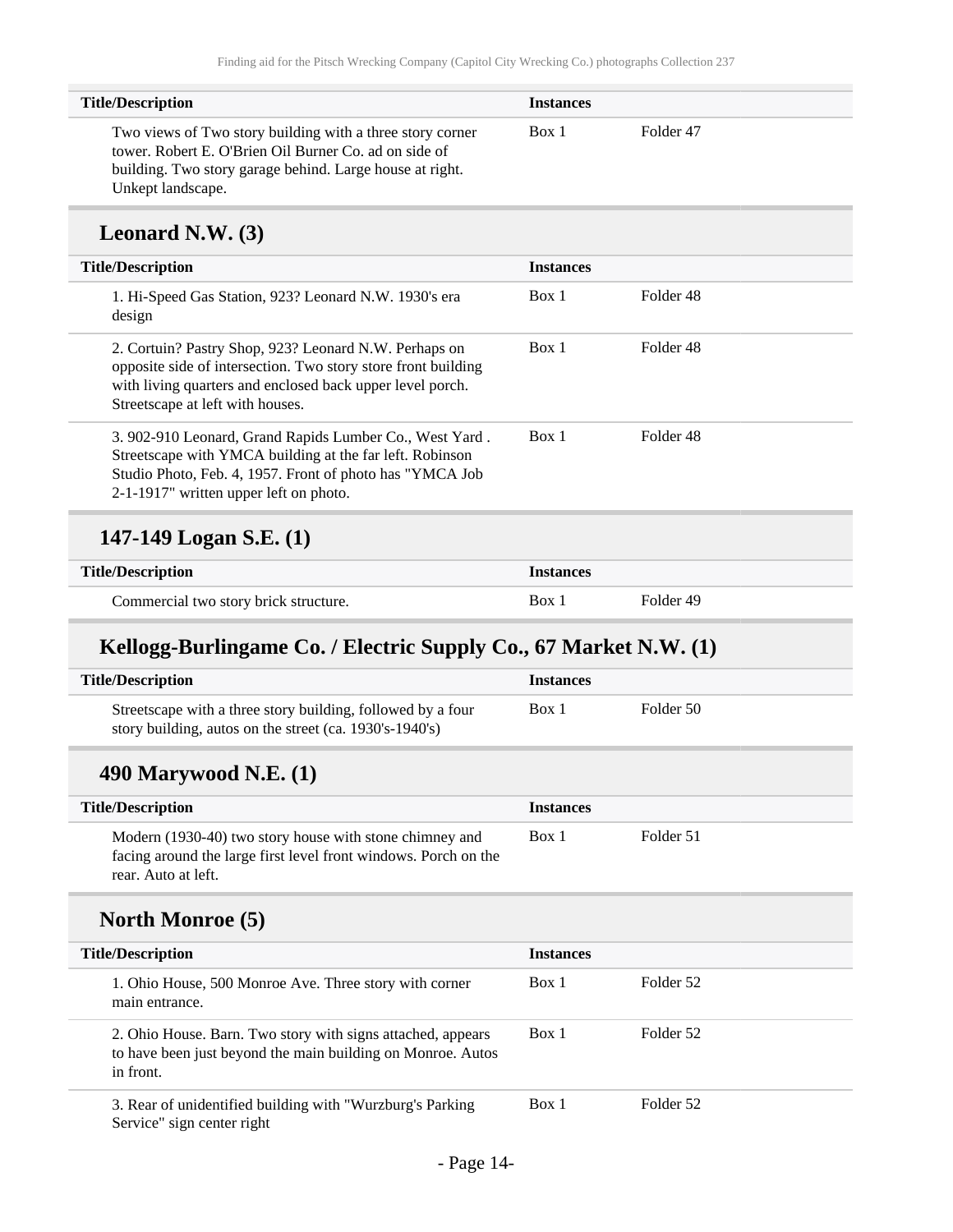| Title/Description | Instances | |
|---|---|---|
| Two views of Two story building with a three story corner tower. Robert E. O'Brien Oil Burner Co. ad on side of building. Two story garage behind. Large house at right. Unkept landscape. | Box 1 | Folder 47 |

## Leonard N.W. (3)

| Title/Description | Instances | |
|---|---|---|
| 1. Hi-Speed Gas Station, 923? Leonard N.W. 1930's era design | Box 1 | Folder 48 |
| 2. Cortuin? Pastry Shop, 923? Leonard N.W. Perhaps on opposite side of intersection. Two story store front building with living quarters and enclosed back upper level porch. Streetscape at left with houses. | Box 1 | Folder 48 |
| 3. 902-910 Leonard, Grand Rapids Lumber Co., West Yard . Streetscape with YMCA building at the far left. Robinson Studio Photo, Feb. 4, 1957. Front of photo has "YMCA Job 2-1-1917" written upper left on photo. | Box 1 | Folder 48 |

## 147-149 Logan S.E. (1)

| Title/Description | Instances | |
|---|---|---|
| Commercial two story brick structure. | Box 1 | Folder 49 |

## Kellogg-Burlingame Co. / Electric Supply Co., 67 Market N.W. (1)

| Title/Description | Instances | |
|---|---|---|
| Streetscape with a three story building, followed by a four story building, autos on the street (ca. 1930's-1940's) | Box 1 | Folder 50 |

## 490 Marywood N.E. (1)

| Title/Description | Instances | |
|---|---|---|
| Modern (1930-40) two story house with stone chimney and facing around the large first level front windows. Porch on the rear. Auto at left. | Box 1 | Folder 51 |

## North Monroe (5)

| Title/Description | Instances | |
|---|---|---|
| 1. Ohio House, 500 Monroe Ave. Three story with corner main entrance. | Box 1 | Folder 52 |
| 2. Ohio House. Barn. Two story with signs attached, appears to have been just beyond the main building on Monroe. Autos in front. | Box 1 | Folder 52 |
| 3. Rear of unidentified building with "Wurzburg's Parking Service" sign center right | Box 1 | Folder 52 |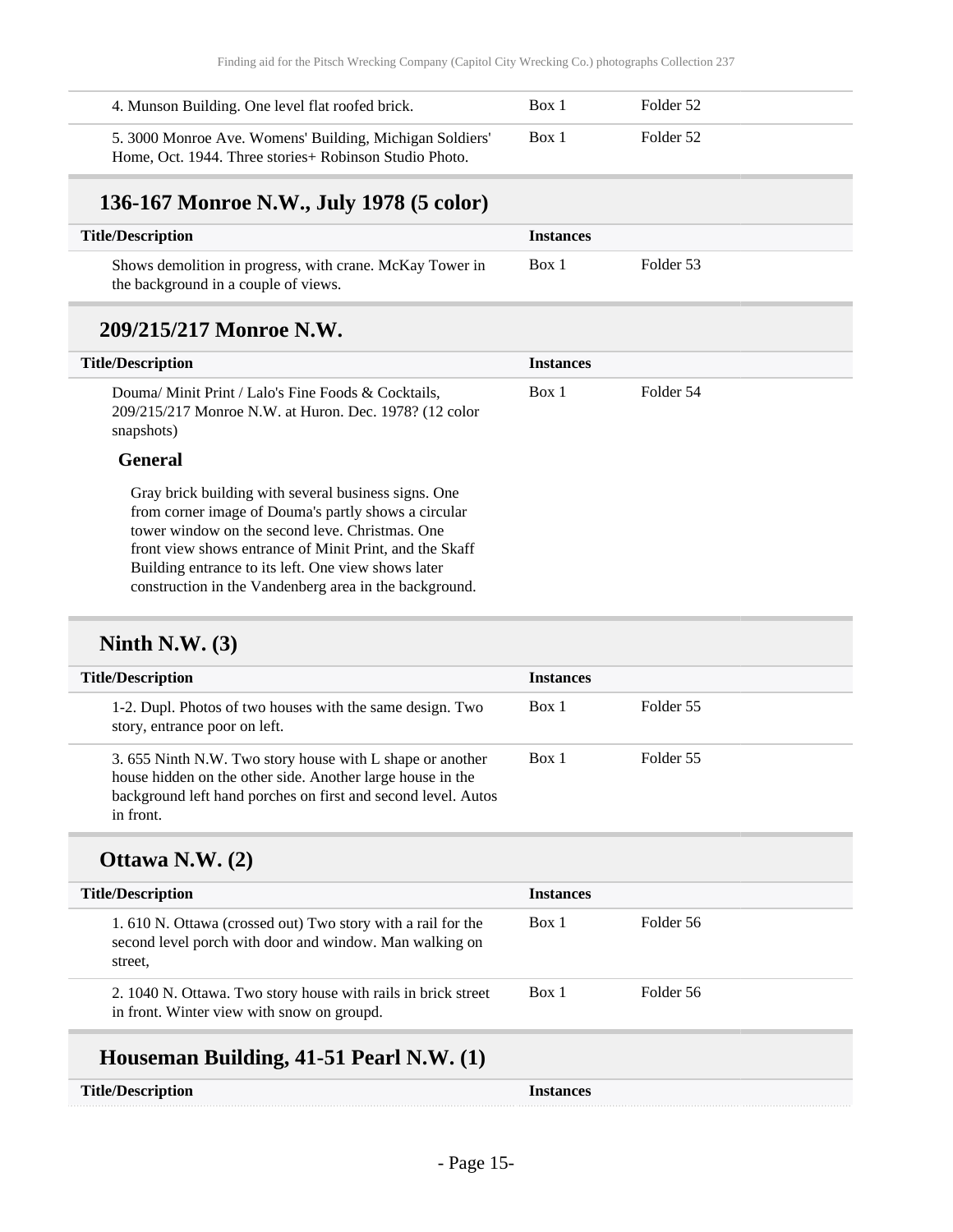| Title/Description | Instances | |
|---|---|---|
| 4. Munson Building. One level flat roofed brick. | Box 1 | Folder 52 |
| 5. 3000 Monroe Ave. Womens' Building, Michigan Soldiers' Home, Oct. 1944. Three stories+ Robinson Studio Photo. | Box 1 | Folder 52 |

## 136-167 Monroe N.W., July 1978 (5 color)

| Title/Description | Instances | |
|---|---|---|
| Shows demolition in progress, with crane. McKay Tower in the background in a couple of views. | Box 1 | Folder 53 |

## 209/215/217 Monroe N.W.

| Title/Description | Instances | |
|---|---|---|
| Douma/ Minit Print / Lalo's Fine Foods & Cocktails, 209/215/217 Monroe N.W. at Huron. Dec. 1978? (12 color snapshots) | Box 1 | Folder 54 |

**General**

Gray brick building with several business signs. One from corner image of Douma's partly shows a circular tower window on the second leve. Christmas. One front view shows entrance of Minit Print, and the Skaff Building entrance to its left. One view shows later construction in the Vandenberg area in the background.

## Ninth N.W. (3)

| Title/Description | Instances | |
|---|---|---|
| 1-2. Dupl. Photos of two houses with the same design. Two story, entrance poor on left. | Box 1 | Folder 55 |
| 3. 655 Ninth N.W. Two story house with L shape or another house hidden on the other side. Another large house in the background left hand porches on first and second level. Autos in front. | Box 1 | Folder 55 |

## Ottawa N.W. (2)

| Title/Description | Instances | |
|---|---|---|
| 1. 610 N. Ottawa (crossed out) Two story with a rail for the second level porch with door and window. Man walking on street, | Box 1 | Folder 56 |
| 2. 1040 N. Ottawa. Two story house with rails in brick street in front. Winter view with snow on groupd. | Box 1 | Folder 56 |

## Houseman Building, 41-51 Pearl N.W. (1)

| Title/Description | Instances |
|---|---|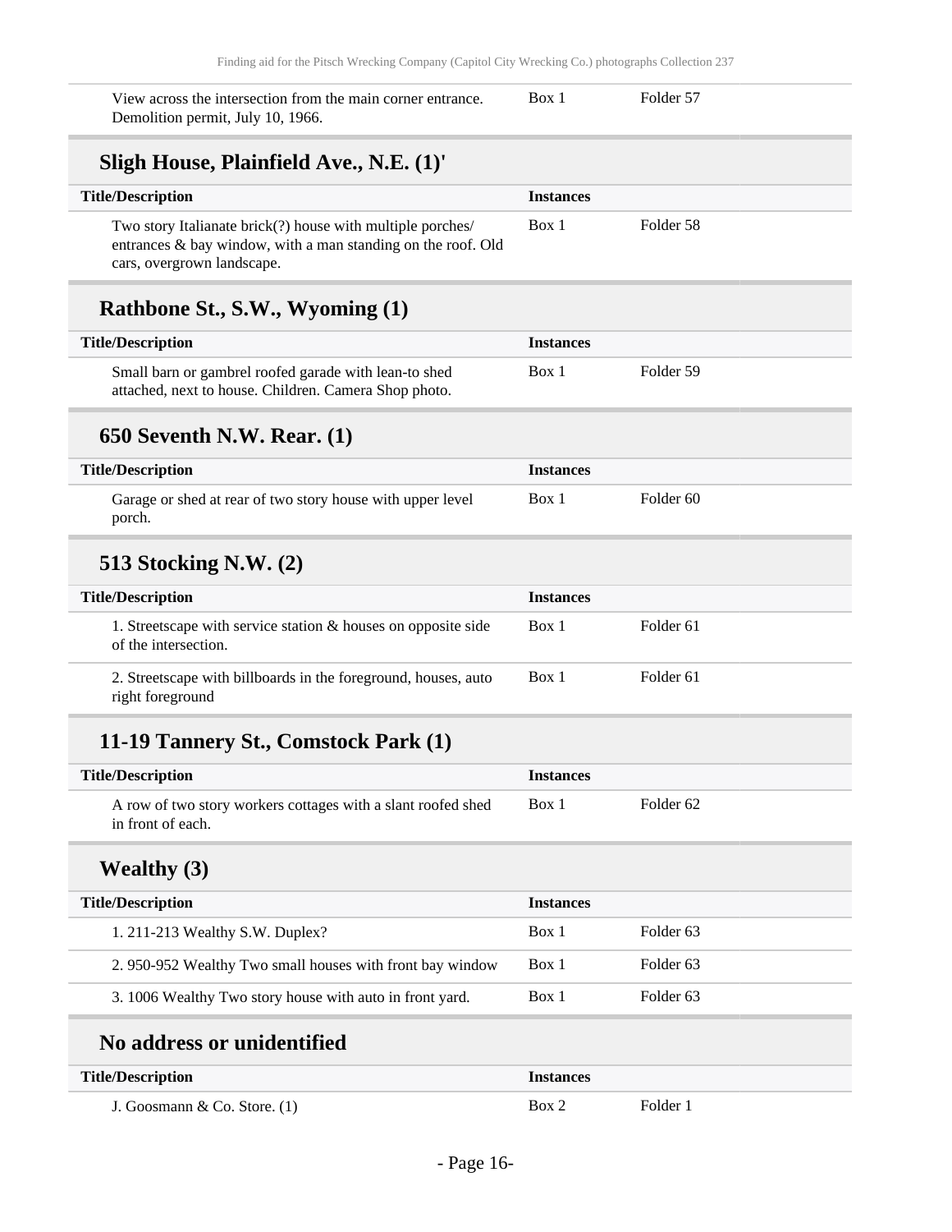| | | |
|---|---|---|
| View across the intersection from the main corner entrance. Demolition permit, July 10, 1966. | Box 1 | Folder 57 |

## Sligh House, Plainfield Ave., N.E. (1)'

| Title/Description | Instances | |
|---|---|---|
| Two story Italianate brick(?) house with multiple porches/ entrances & bay window, with a man standing on the roof. Old cars, overgrown landscape. | Box 1 | Folder 58 |

## Rathbone St., S.W., Wyoming (1)

| Title/Description | Instances | |
|---|---|---|
| Small barn or gambrel roofed garade with lean-to shed attached, next to house. Children. Camera Shop photo. | Box 1 | Folder 59 |

## 650 Seventh N.W. Rear. (1)

| Title/Description | Instances | |
|---|---|---|
| Garage or shed at rear of two story house with upper level porch. | Box 1 | Folder 60 |

## 513 Stocking N.W. (2)

| Title/Description | Instances | |
|---|---|---|
| 1. Streetscape with service station & houses on opposite side of the intersection. | Box 1 | Folder 61 |
| 2. Streetscape with billboards in the foreground, houses, auto right foreground | Box 1 | Folder 61 |

## 11-19 Tannery St., Comstock Park (1)

| Title/Description | Instances | |
|---|---|---|
| A row of two story workers cottages with a slant roofed shed in front of each. | Box 1 | Folder 62 |

## Wealthy (3)

| Title/Description | Instances | |
|---|---|---|
| 1. 211-213 Wealthy S.W. Duplex? | Box 1 | Folder 63 |
| 2. 950-952 Wealthy Two small houses with front bay window | Box 1 | Folder 63 |
| 3. 1006 Wealthy Two story house with auto in front yard. | Box 1 | Folder 63 |

## No address or unidentified

| Title/Description | Instances | |
|---|---|---|
| J. Goosmann & Co. Store. (1) | Box 2 | Folder 1 |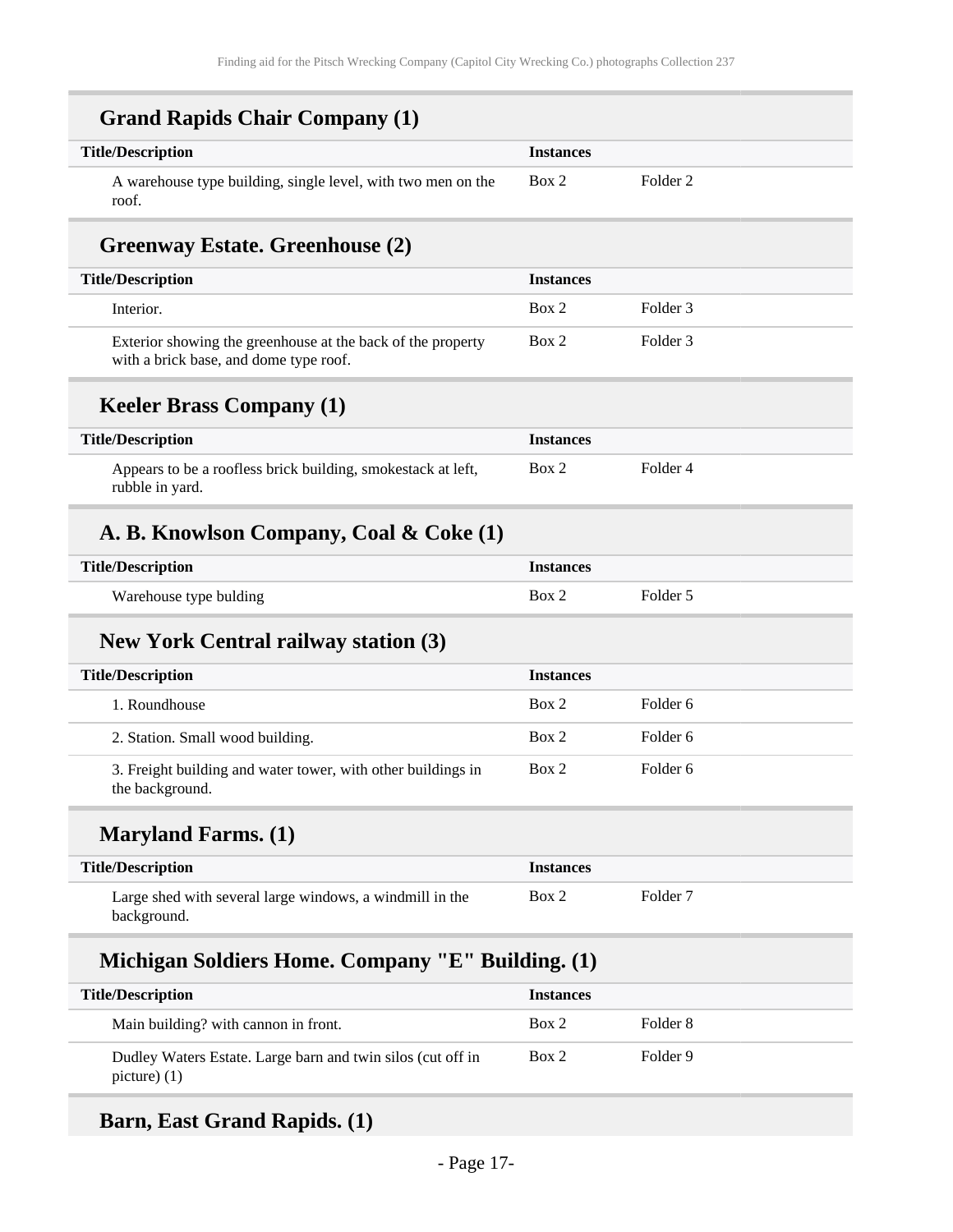### Grand Rapids Chair Company (1)

| Title/Description | Instances | |
|---|---|---|
| A warehouse type building, single level, with two men on the roof. | Box 2 | Folder 2 |

### Greenway Estate. Greenhouse (2)

| Title/Description | Instances | |
|---|---|---|
| Interior. | Box 2 | Folder 3 |
| Exterior showing the greenhouse at the back of the property with a brick base, and dome type roof. | Box 2 | Folder 3 |

### Keeler Brass Company (1)

| Title/Description | Instances | |
|---|---|---|
| Appears to be a roofless brick building, smokestack at left, rubble in yard. | Box 2 | Folder 4 |

### A. B. Knowlson Company, Coal & Coke (1)

| Title/Description | Instances | |
|---|---|---|
| Warehouse type bulding | Box 2 | Folder 5 |

### New York Central railway station (3)

| Title/Description | Instances | |
|---|---|---|
| 1. Roundhouse | Box 2 | Folder 6 |
| 2. Station. Small wood building. | Box 2 | Folder 6 |
| 3. Freight building and water tower, with other buildings in the background. | Box 2 | Folder 6 |

### Maryland Farms. (1)

| Title/Description | Instances | |
|---|---|---|
| Large shed with several large windows, a windmill in the background. | Box 2 | Folder 7 |

### Michigan Soldiers Home. Company "E" Building. (1)

| Title/Description | Instances | |
|---|---|---|
| Main building? with cannon in front. | Box 2 | Folder 8 |
| Dudley Waters Estate. Large barn and twin silos (cut off in picture) (1) | Box 2 | Folder 9 |

### Barn, East Grand Rapids. (1)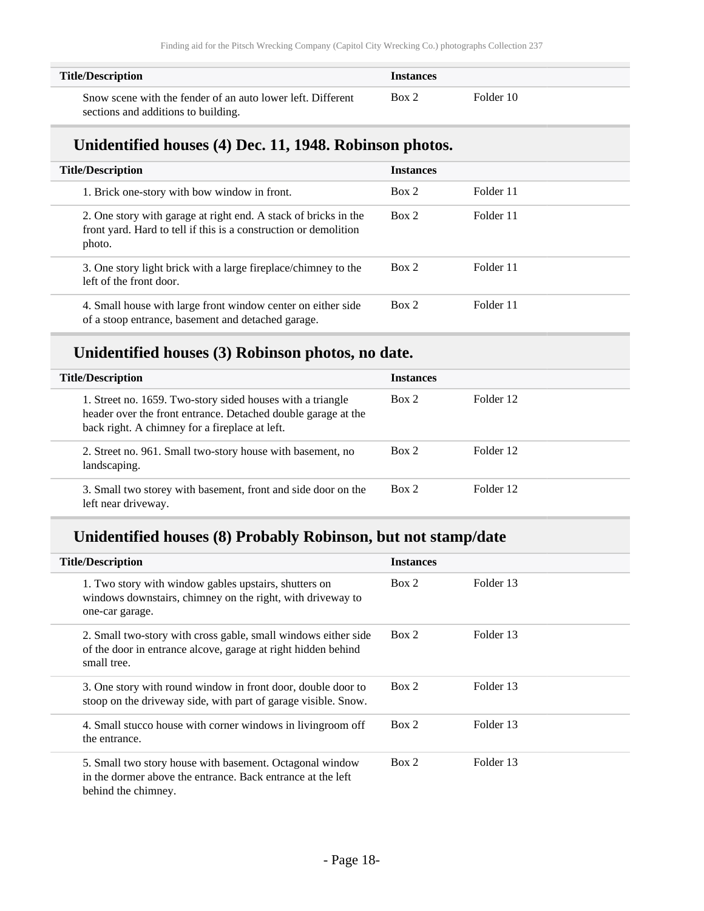| Title/Description | Instances | |
| --- | --- | --- |
| Snow scene with the fender of an auto lower left. Different sections and additions to building. | Box 2 | Folder 10 |

## Unidentified houses (4) Dec. 11, 1948. Robinson photos.

| Title/Description | Instances | |
| --- | --- | --- |
| 1. Brick one-story with bow window in front. | Box 2 | Folder 11 |
| 2. One story with garage at right end. A stack of bricks in the front yard. Hard to tell if this is a construction or demolition photo. | Box 2 | Folder 11 |
| 3. One story light brick with a large fireplace/chimney to the left of the front door. | Box 2 | Folder 11 |
| 4. Small house with large front window center on either side of a stoop entrance, basement and detached garage. | Box 2 | Folder 11 |

## Unidentified houses (3) Robinson photos, no date.

| Title/Description | Instances | |
| --- | --- | --- |
| 1. Street no. 1659. Two-story sided houses with a triangle header over the front entrance. Detached double garage at the back right. A chimney for a fireplace at left. | Box 2 | Folder 12 |
| 2. Street no. 961. Small two-story house with basement, no landscaping. | Box 2 | Folder 12 |
| 3. Small two storey with basement, front and side door on the left near driveway. | Box 2 | Folder 12 |

## Unidentified houses (8) Probably Robinson, but not stamp/date

| Title/Description | Instances | |
| --- | --- | --- |
| 1. Two story with window gables upstairs, shutters on windows downstairs, chimney on the right, with driveway to one-car garage. | Box 2 | Folder 13 |
| 2. Small two-story with cross gable, small windows either side of the door in entrance alcove, garage at right hidden behind small tree. | Box 2 | Folder 13 |
| 3. One story with round window in front door, double door to stoop on the driveway side, with part of garage visible. Snow. | Box 2 | Folder 13 |
| 4. Small stucco house with corner windows in livingroom off the entrance. | Box 2 | Folder 13 |
| 5. Small two story house with basement. Octagonal window in the dormer above the entrance. Back entrance at the left behind the chimney. | Box 2 | Folder 13 |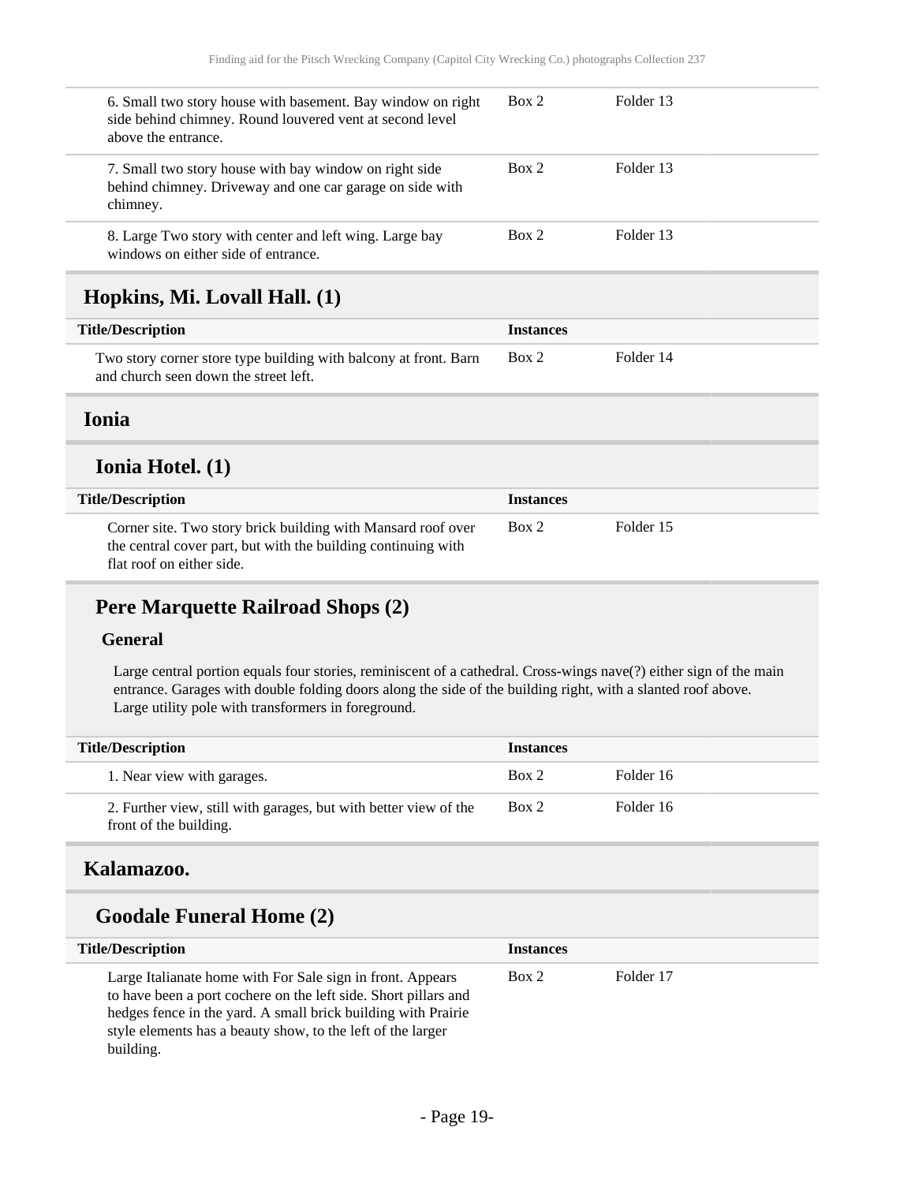| Title/Description | Instances | |
|---|---|---|
| 6. Small two story house with basement. Bay window on right side behind chimney. Round louvered vent at second level above the entrance. | Box 2 | Folder 13 |
| 7. Small two story house with bay window on right side behind chimney. Driveway and one car garage on side with chimney. | Box 2 | Folder 13 |
| 8. Large Two story with center and left wing. Large bay windows on either side of entrance. | Box 2 | Folder 13 |

## Hopkins, Mi. Lovall Hall. (1)

| Title/Description | Instances | |
|---|---|---|
| Two story corner store type building with balcony at front. Barn and church seen down the street left. | Box 2 | Folder 14 |

## Ionia

### Ionia Hotel. (1)

| Title/Description | Instances | |
|---|---|---|
| Corner site. Two story brick building with Mansard roof over the central cover part, but with the building continuing with flat roof on either side. | Box 2 | Folder 15 |

### Pere Marquette Railroad Shops (2)

#### General

Large central portion equals four stories, reminiscent of a cathedral. Cross-wings nave(?) either sign of the main entrance. Garages with double folding doors along the side of the building right, with a slanted roof above. Large utility pole with transformers in foreground.

| Title/Description | Instances | |
|---|---|---|
| 1. Near view with garages. | Box 2 | Folder 16 |
| 2. Further view, still with garages, but with better view of the front of the building. | Box 2 | Folder 16 |

## Kalamazoo.

### Goodale Funeral Home (2)

| Title/Description | Instances | |
|---|---|---|
| Large Italianate home with For Sale sign in front. Appears to have been a port cochere on the left side. Short pillars and hedges fence in the yard. A small brick building with Prairie style elements has a beauty show, to the left of the larger building. | Box 2 | Folder 17 |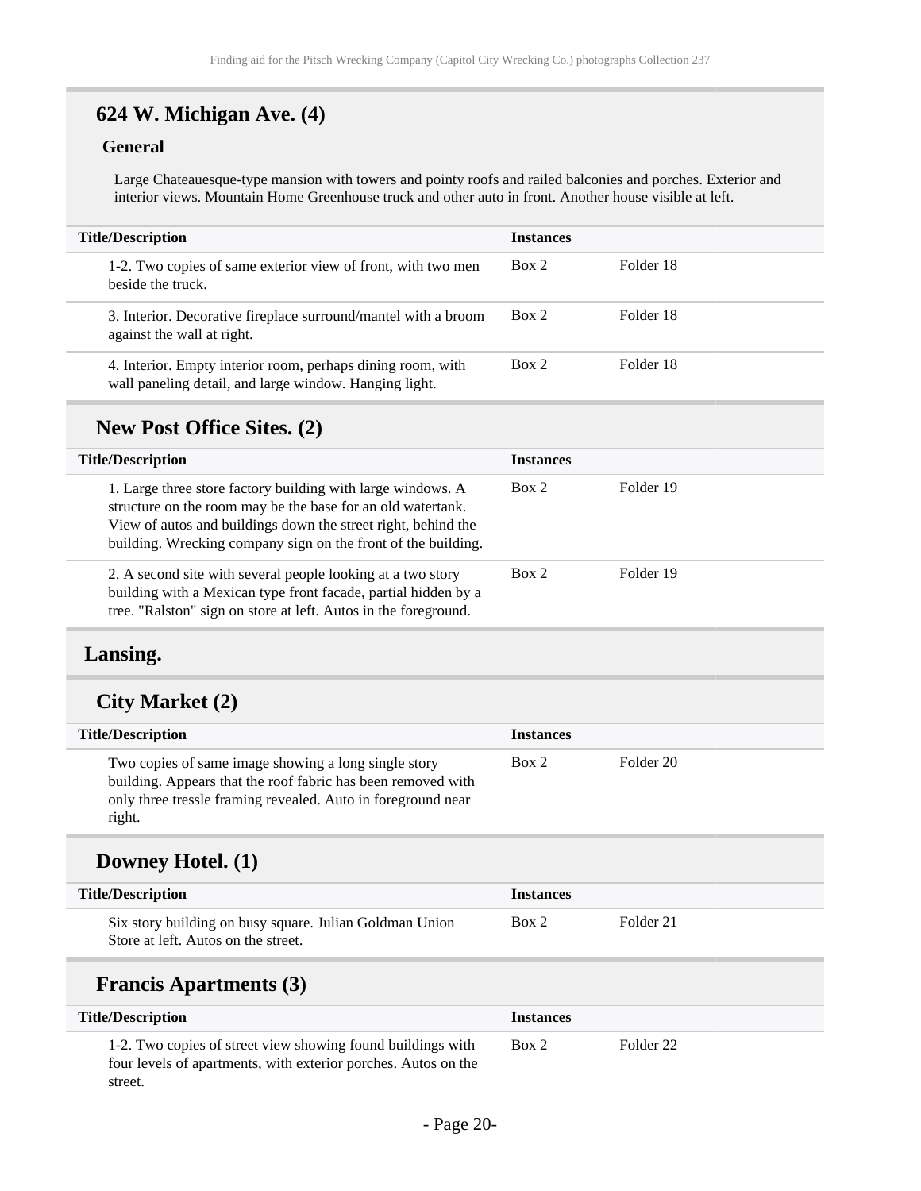## 624 W. Michigan Ave. (4)

### General

Large Chateauesque-type mansion with towers and pointy roofs and railed balconies and porches. Exterior and interior views. Mountain Home Greenhouse truck and other auto in front. Another house visible at left.

| Title/Description | Instances | |
|---|---|---|
| 1-2. Two copies of same exterior view of front, with two men beside the truck. | Box 2 | Folder 18 |
| 3. Interior. Decorative fireplace surround/mantel with a broom against the wall at right. | Box 2 | Folder 18 |
| 4. Interior. Empty interior room, perhaps dining room, with wall paneling detail, and large window. Hanging light. | Box 2 | Folder 18 |

## New Post Office Sites. (2)

| Title/Description | Instances | |
|---|---|---|
| 1. Large three store factory building with large windows. A structure on the room may be the base for an old watertank. View of autos and buildings down the street right, behind the building. Wrecking company sign on the front of the building. | Box 2 | Folder 19 |
| 2. A second site with several people looking at a two story building with a Mexican type front facade, partial hidden by a tree. "Ralston" sign on store at left. Autos in the foreground. | Box 2 | Folder 19 |

## Lansing.

## City Market (2)

| Title/Description | Instances | |
|---|---|---|
| Two copies of same image showing a long single story building. Appears that the roof fabric has been removed with only three tressle framing revealed. Auto in foreground near right. | Box 2 | Folder 20 |

## Downey Hotel. (1)

| Title/Description | Instances | |
|---|---|---|
| Six story building on busy square. Julian Goldman Union Store at left. Autos on the street. | Box 2 | Folder 21 |

## Francis Apartments (3)

| Title/Description | Instances | |
|---|---|---|
| 1-2. Two copies of street view showing found buildings with four levels of apartments, with exterior porches. Autos on the street. | Box 2 | Folder 22 |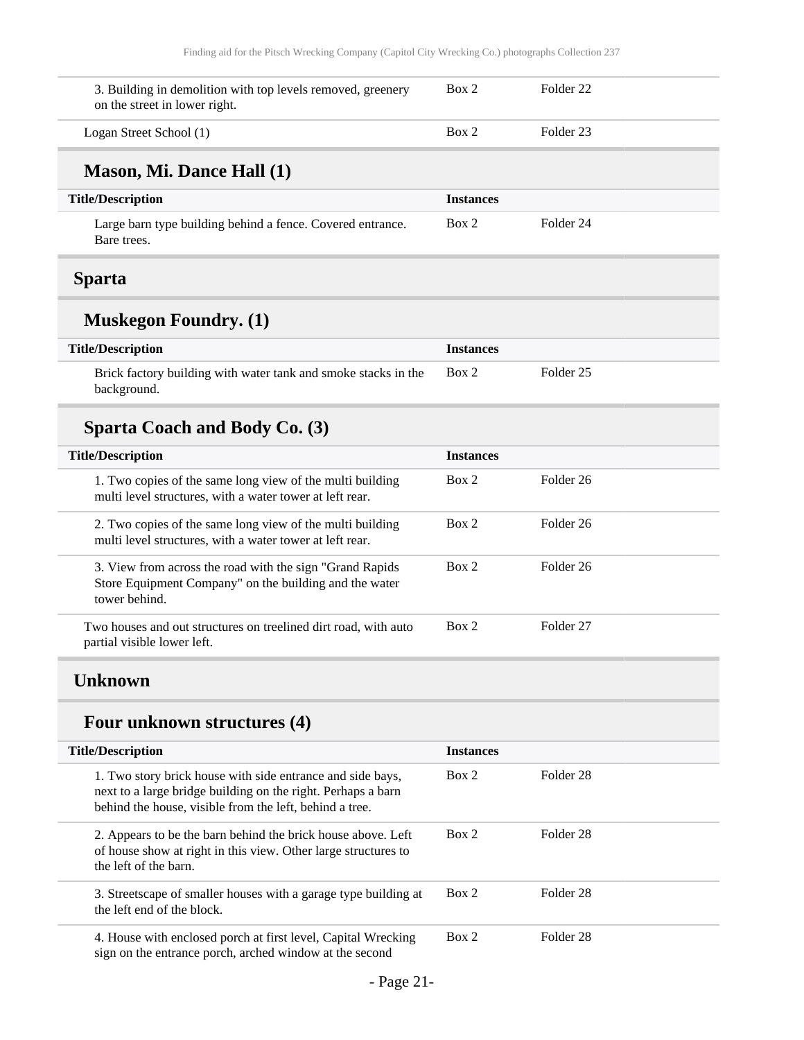| | | |
|---|---|---|
| 3. Building in demolition with top levels removed, greenery on the street in lower right. | Box 2 | Folder 22 |
| Logan Street School (1) | Box 2 | Folder 23 |

### Mason, Mi. Dance Hall (1)

| Title/Description | Instances | |
|---|---|---|
| Large barn type building behind a fence. Covered entrance. Bare trees. | Box 2 | Folder 24 |

## Sparta

### Muskegon Foundry. (1)

| Title/Description | Instances | |
|---|---|---|
| Brick factory building with water tank and smoke stacks in the background. | Box 2 | Folder 25 |

### Sparta Coach and Body Co. (3)

| Title/Description | Instances | |
|---|---|---|
| 1. Two copies of the same long view of the multi building multi level structures, with a water tower at left rear. | Box 2 | Folder 26 |
| 2. Two copies of the same long view of the multi building multi level structures, with a water tower at left rear. | Box 2 | Folder 26 |
| 3. View from across the road with the sign "Grand Rapids Store Equipment Company" on the building and the water tower behind. | Box 2 | Folder 26 |
| Two houses and out structures on treelined dirt road, with auto partial visible lower left. | Box 2 | Folder 27 |

## Unknown

### Four unknown structures (4)

| Title/Description | Instances | |
|---|---|---|
| 1. Two story brick house with side entrance and side bays, next to a large bridge building on the right. Perhaps a barn behind the house, visible from the left, behind a tree. | Box 2 | Folder 28 |
| 2. Appears to be the barn behind the brick house above. Left of house show at right in this view. Other large structures to the left of the barn. | Box 2 | Folder 28 |
| 3. Streetscape of smaller houses with a garage type building at the left end of the block. | Box 2 | Folder 28 |
| 4. House with enclosed porch at first level, Capital Wrecking sign on the entrance porch, arched window at the second | Box 2 | Folder 28 |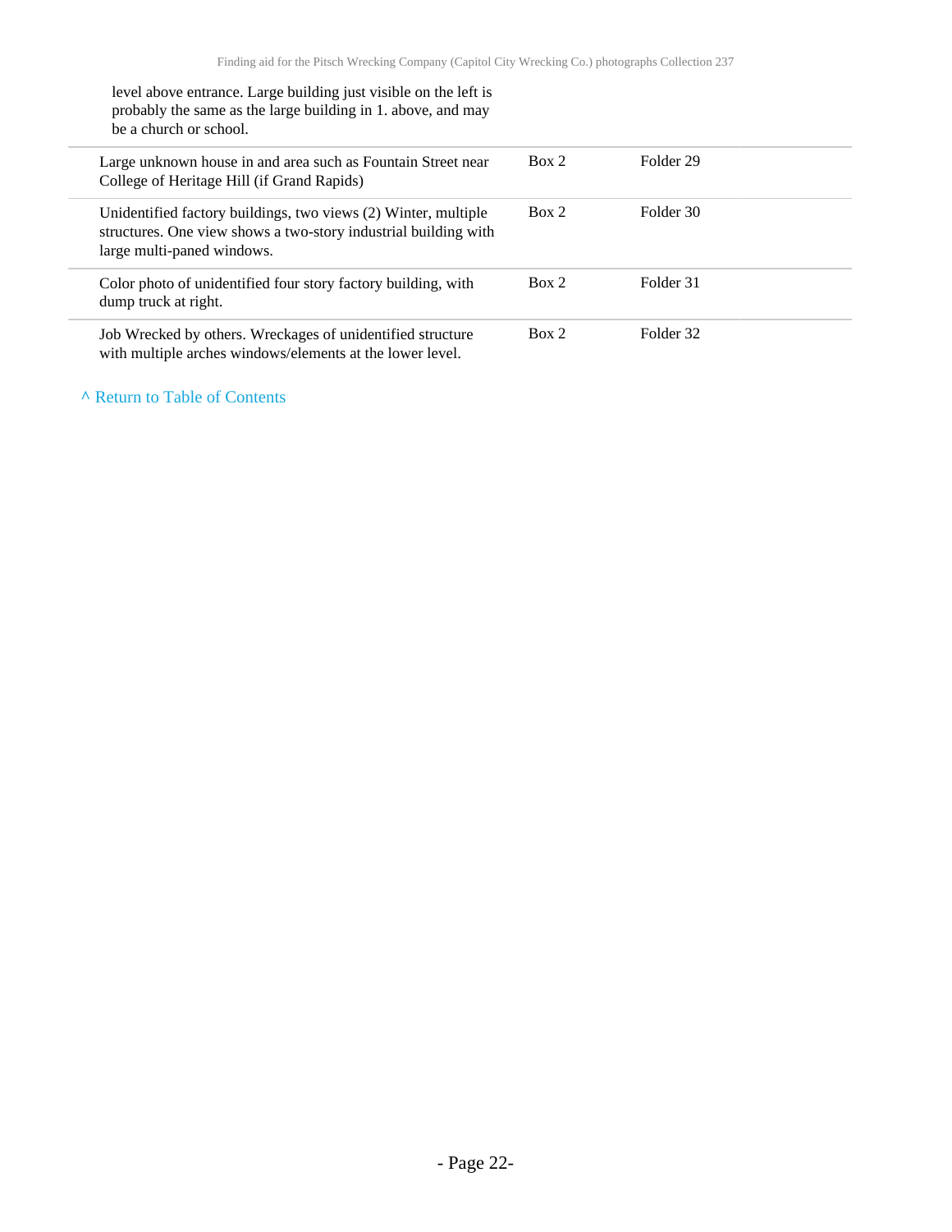level above entrance. Large building just visible on the left is probably the same as the large building in 1. above, and may be a church or school.

| | | |
|---|---|---|
| Large unknown house in and area such as Fountain Street near College of Heritage Hill (if Grand Rapids) | Box 2 | Folder 29 |
| Unidentified factory buildings, two views (2) Winter, multiple structures. One view shows a two-story industrial building with large multi-paned windows. | Box 2 | Folder 30 |
| Color photo of unidentified four story factory building, with dump truck at right. | Box 2 | Folder 31 |
| Job Wrecked by others. Wreckages of unidentified structure with multiple arches windows/elements at the lower level. | Box 2 | Folder 32 |

^ Return to Table of Contents